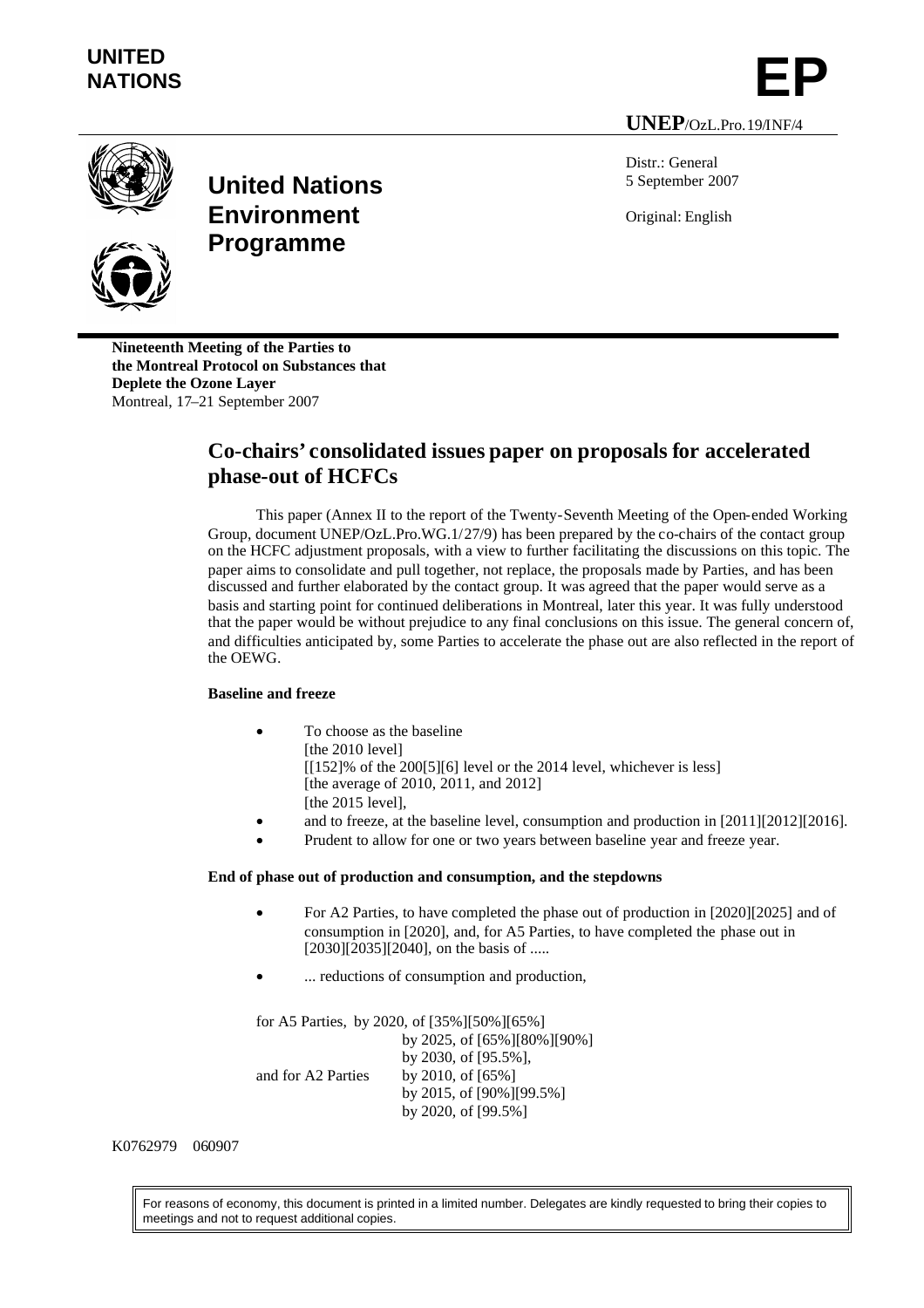UNITED NATIONS

EP

UNEP/OzL.Pro.19/INF/4

United Nations Environment Programme

Distr.: General
5 September 2007

Original: English

**Nineteenth Meeting of the Parties to the Montreal Protocol on Substances that Deplete the Ozone Layer**
Montreal, 17–21 September 2007

# Co-chairs' consolidated issues paper on proposals for accelerated phase-out of HCFCs

This paper (Annex II to the report of the Twenty-Seventh Meeting of the Open-ended Working Group, document UNEP/OzL.Pro.WG.1/27/9) has been prepared by the co-chairs of the contact group on the HCFC adjustment proposals, with a view to further facilitating the discussions on this topic. The paper aims to consolidate and pull together, not replace, the proposals made by Parties, and has been discussed and further elaborated by the contact group. It was agreed that the paper would serve as a basis and starting point for continued deliberations in Montreal, later this year. It was fully understood that the paper would be without prejudice to any final conclusions on this issue. The general concern of, and difficulties anticipated by, some Parties to accelerate the phase out are also reflected in the report of the OEWG.

**Baseline and freeze**

- To choose as the baseline
  [the 2010 level]
  [[152]% of the 200[5][6] level or the 2014 level, whichever is less]
  [the average of 2010, 2011, and 2012]
  [the 2015 level],
- and to freeze, at the baseline level, consumption and production in [2011][2012][2016].
- Prudent to allow for one or two years between baseline year and freeze year.

**End of phase out of production and consumption, and the stepdowns**

- For A2 Parties, to have completed the phase out of production in [2020][2025] and of consumption in [2020], and, for A5 Parties, to have completed the phase out in [2030][2035][2040], on the basis of .....
- ... reductions of consumption and production,

for A5 Parties, by 2020, of [35%][50%][65%]
by 2025, of [65%][80%][90%]
by 2030, of [95.5%],
and for A2 Parties by 2010, of [65%]
by 2015, of [90%][99.5%]
by 2020, of [99.5%]

K0762979 060907

For reasons of economy, this document is printed in a limited number. Delegates are kindly requested to bring their copies to meetings and not to request additional copies.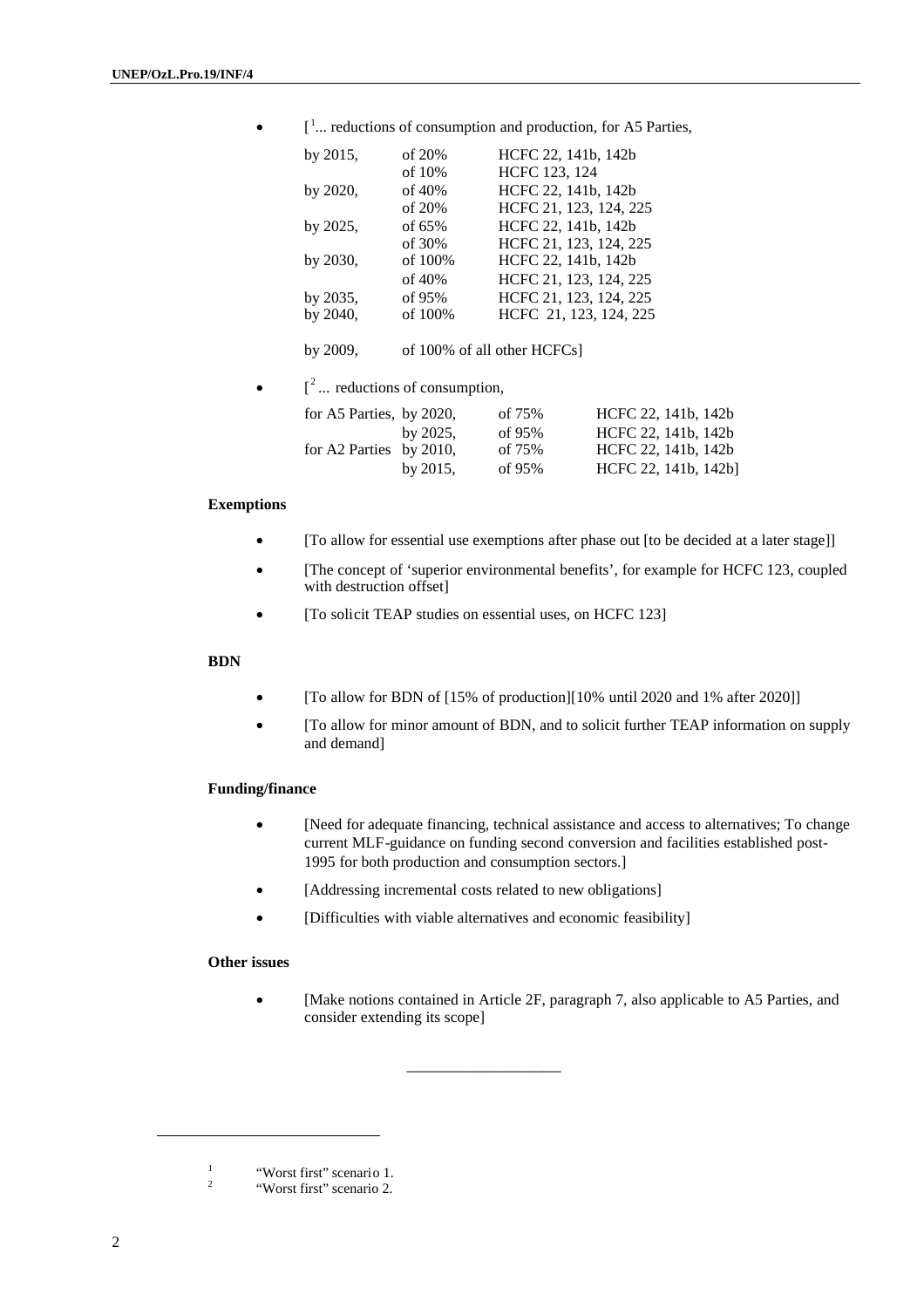- [[1]... reductions of consumption and production, for A5 Parties,

| | | |
|---|---|---|
| by 2015, | of 20% | HCFC 22, 141b, 142b |
| | of 10% | HCFC 123, 124 |
| by 2020, | of 40% | HCFC 22, 141b, 142b |
| | of 20% | HCFC 21, 123, 124, 225 |
| by 2025, | of 65% | HCFC 22, 141b, 142b |
| | of 30% | HCFC 21, 123, 124, 225 |
| by 2030, | of 100% | HCFC 22, 141b, 142b |
| | of 40% | HCFC 21, 123, 124, 225 |
| by 2035, | of 95% | HCFC 21, 123, 124, 225 |
| by 2040, | of 100% | HCFC 21, 123, 124, 225 |
| | | |
| by 2009, | of 100% of all other HCFCs] | |

- [[2]... reductions of consumption,

| | | | |
|---|---|---|---|
| for A5 Parties, | by 2020, | of 75% | HCFC 22, 141b, 142b |
| | by 2025, | of 95% | HCFC 22, 141b, 142b |
| for A2 Parties | by 2010, | of 75% | HCFC 22, 141b, 142b |
| | by 2015, | of 95% | HCFC 22, 141b, 142b] |

**Exemptions**

- [To allow for essential use exemptions after phase out [to be decided at a later stage]]
- [The concept of 'superior environmental benefits', for example for HCFC 123, coupled with destruction offset]
- [To solicit TEAP studies on essential uses, on HCFC 123]

**BDN**

- [To allow for BDN of [15% of production][10% until 2020 and 1% after 2020]]
- [To allow for minor amount of BDN, and to solicit further TEAP information on supply and demand]

**Funding/finance**

- [Need for adequate financing, technical assistance and access to alternatives; To change current MLF-guidance on funding second conversion and facilities established post-1995 for both production and consumption sectors.]
- [Addressing incremental costs related to new obligations]
- [Difficulties with viable alternatives and economic feasibility]

**Other issues**

- [Make notions contained in Article 2F, paragraph 7, also applicable to A5 Parties, and consider extending its scope]

---

[1] "Worst first" scenario 1.

[2] "Worst first" scenario 2.